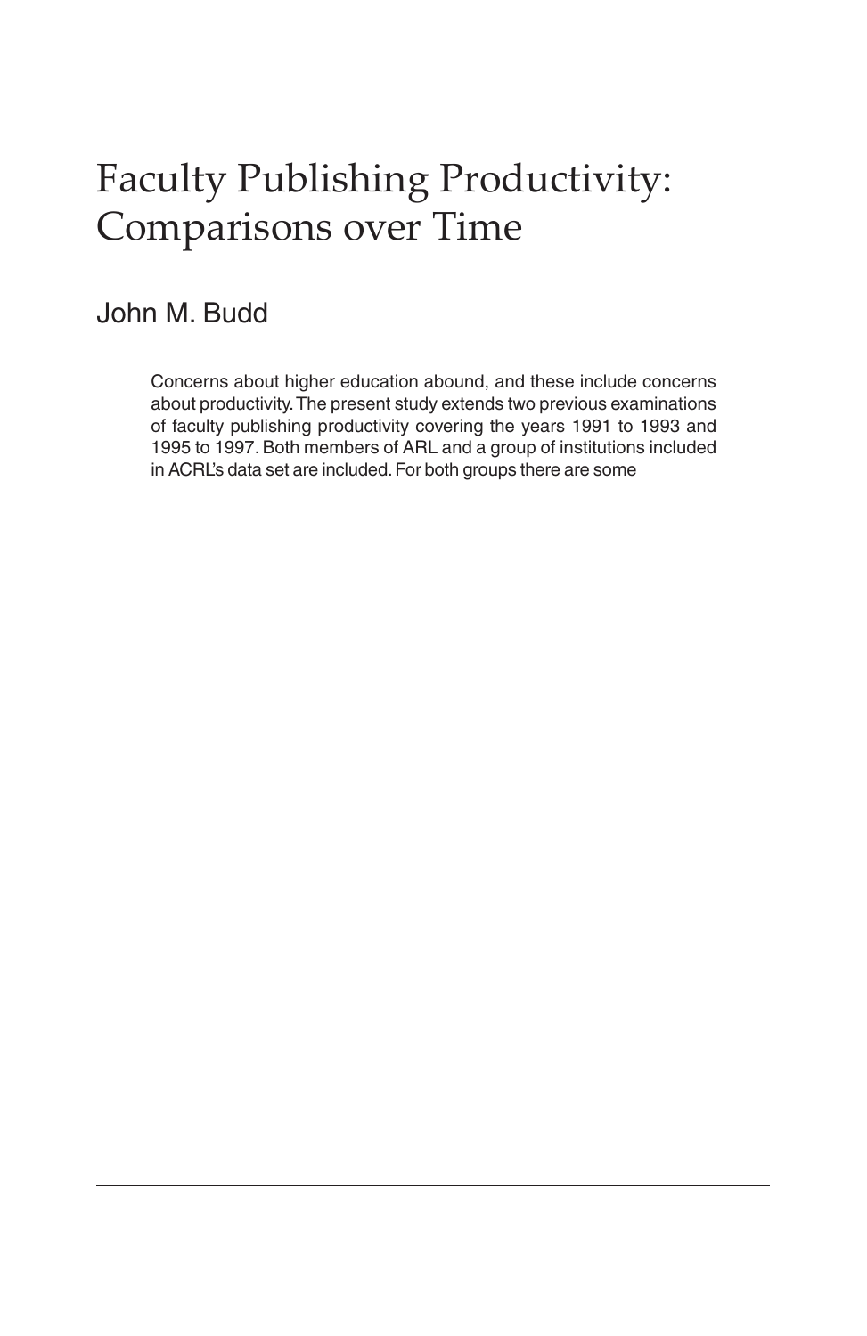# Faculty Publishing Productivity: Comparisons over Time

## John M. Budd

Concerns about higher education abound, and these include concerns about productivity. The present study extends two previous examinations of faculty publishing productivity covering the years 1991 to 1993 and 1995 to 1997. Both members of ARL and a group of institutions included in ACRL's data set are included. For both groups there are some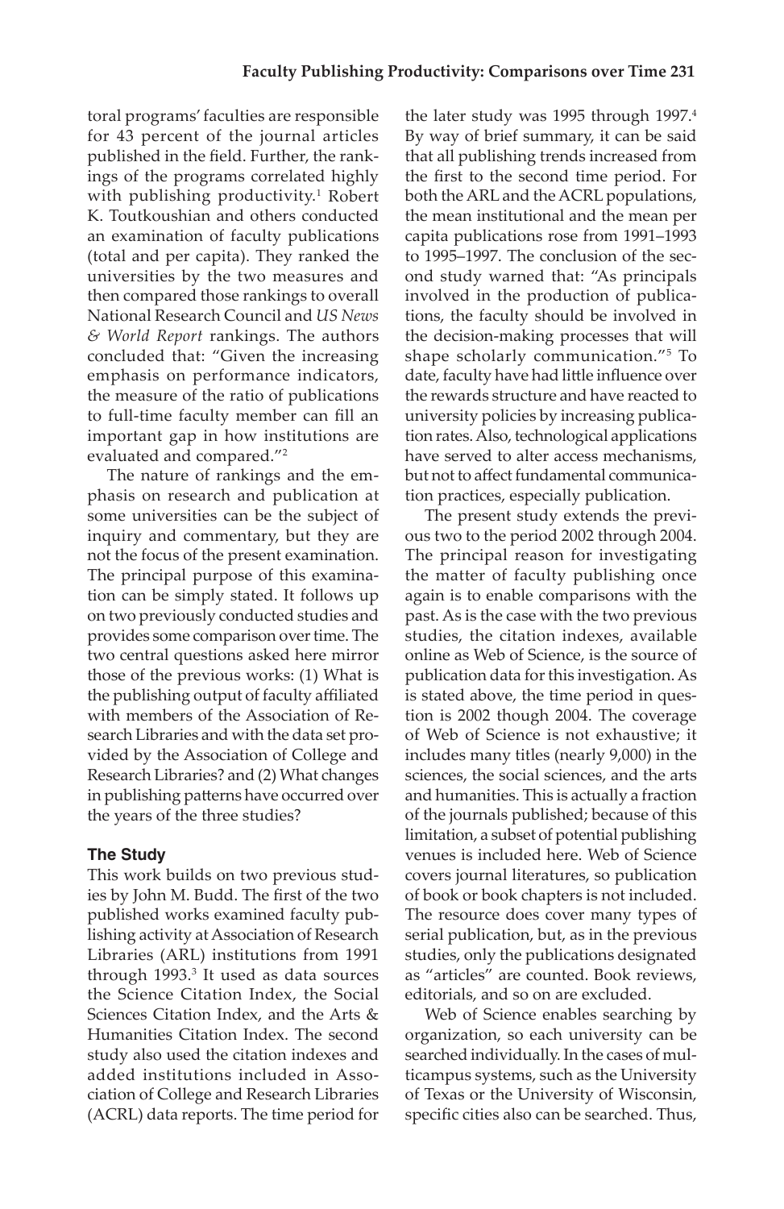toral programs' faculties are responsible for 43 percent of the journal articles published in the field. Further, the rankings of the programs correlated highly with publishing productivity.[1] Robert K. Toutkoushian and others conducted an examination of faculty publications (total and per capita). They ranked the universities by the two measures and then compared those rankings to overall National Research Council and *US News & World Report* rankings. The authors concluded that: "Given the increasing emphasis on performance indicators, the measure of the ratio of publications to full-time faculty member can fill an important gap in how institutions are evaluated and compared."[2]

The nature of rankings and the emphasis on research and publication at some universities can be the subject of inquiry and commentary, but they are not the focus of the present examination. The principal purpose of this examination can be simply stated. It follows up on two previously conducted studies and provides some comparison over time. The two central questions asked here mirror those of the previous works: (1) What is the publishing output of faculty affiliated with members of the Association of Research Libraries and with the data set provided by the Association of College and Research Libraries? and (2) What changes in publishing patterns have occurred over the years of the three studies?

### The Study

This work builds on two previous studies by John M. Budd. The first of the two published works examined faculty publishing activity at Association of Research Libraries (ARL) institutions from 1991 through 1993.[3] It used as data sources the Science Citation Index, the Social Sciences Citation Index, and the Arts & Humanities Citation Index. The second study also used the citation indexes and added institutions included in Association of College and Research Libraries (ACRL) data reports. The time period for the later study was 1995 through 1997.[4] By way of brief summary, it can be said that all publishing trends increased from the first to the second time period. For both the ARL and the ACRL populations, the mean institutional and the mean per capita publications rose from 1991–1993 to 1995–1997. The conclusion of the second study warned that: "As principals involved in the production of publications, the faculty should be involved in the decision-making processes that will shape scholarly communication."[5] To date, faculty have had little influence over the rewards structure and have reacted to university policies by increasing publication rates. Also, technological applications have served to alter access mechanisms, but not to affect fundamental communication practices, especially publication.

The present study extends the previous two to the period 2002 through 2004. The principal reason for investigating the matter of faculty publishing once again is to enable comparisons with the past. As is the case with the two previous studies, the citation indexes, available online as Web of Science, is the source of publication data for this investigation. As is stated above, the time period in question is 2002 though 2004. The coverage of Web of Science is not exhaustive; it includes many titles (nearly 9,000) in the sciences, the social sciences, and the arts and humanities. This is actually a fraction of the journals published; because of this limitation, a subset of potential publishing venues is included here. Web of Science covers journal literatures, so publication of book or book chapters is not included. The resource does cover many types of serial publication, but, as in the previous studies, only the publications designated as "articles" are counted. Book reviews, editorials, and so on are excluded.

Web of Science enables searching by organization, so each university can be searched individually. In the cases of multicampus systems, such as the University of Texas or the University of Wisconsin, specific cities also can be searched. Thus,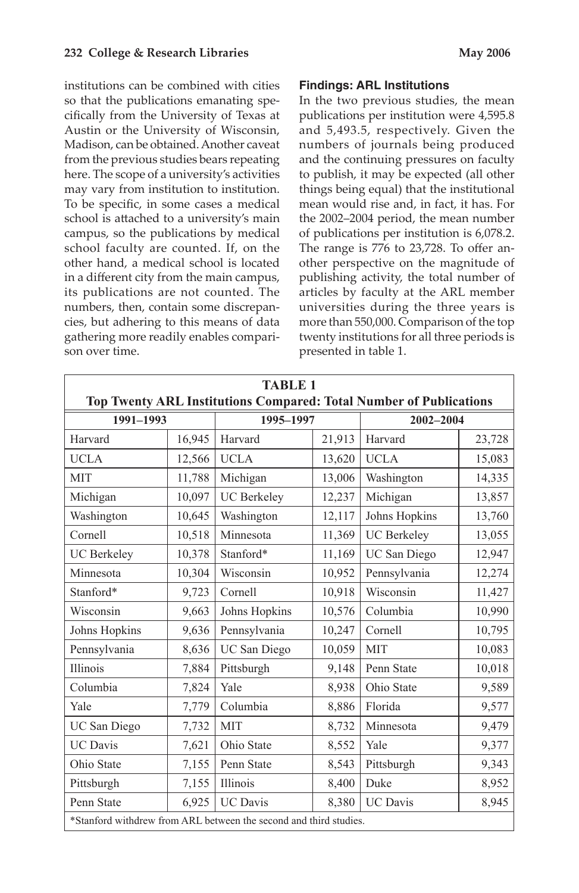institutions can be combined with cities so that the publications emanating specifically from the University of Texas at Austin or the University of Wisconsin, Madison, can be obtained. Another caveat from the previous studies bears repeating here. The scope of a university's activities may vary from institution to institution. To be specific, in some cases a medical school is attached to a university's main campus, so the publications by medical school faculty are counted. If, on the other hand, a medical school is located in a different city from the main campus, its publications are not counted. The numbers, then, contain some discrepancies, but adhering to this means of data gathering more readily enables comparison over time.

#### Findings: ARL Institutions

In the two previous studies, the mean publications per institution were 4,595.8 and 5,493.5, respectively. Given the numbers of journals being produced and the continuing pressures on faculty to publish, it may be expected (all other things being equal) that the institutional mean would rise and, in fact, it has. For the 2002–2004 period, the mean number of publications per institution is 6,078.2. The range is 776 to 23,728. To offer another perspective on the magnitude of publishing activity, the total number of articles by faculty at the ARL member universities during the three years is more than 550,000. Comparison of the top twenty institutions for all three periods is presented in table 1.

**TABLE 1**
**Top Twenty ARL Institutions Compared: Total Number of Publications**

| 1991–1993 | | 1995–1997 | | 2002–2004 | |
|---|---|---|---|---|---|
| Harvard | 16,945 | Harvard | 21,913 | Harvard | 23,728 |
| UCLA | 12,566 | UCLA | 13,620 | UCLA | 15,083 |
| MIT | 11,788 | Michigan | 13,006 | Washington | 14,335 |
| Michigan | 10,097 | UC Berkeley | 12,237 | Michigan | 13,857 |
| Washington | 10,645 | Washington | 12,117 | Johns Hopkins | 13,760 |
| Cornell | 10,518 | Minnesota | 11,369 | UC Berkeley | 13,055 |
| UC Berkeley | 10,378 | Stanford* | 11,169 | UC San Diego | 12,947 |
| Minnesota | 10,304 | Wisconsin | 10,952 | Pennsylvania | 12,274 |
| Stanford* | 9,723 | Cornell | 10,918 | Wisconsin | 11,427 |
| Wisconsin | 9,663 | Johns Hopkins | 10,576 | Columbia | 10,990 |
| Johns Hopkins | 9,636 | Pennsylvania | 10,247 | Cornell | 10,795 |
| Pennsylvania | 8,636 | UC San Diego | 10,059 | MIT | 10,083 |
| Illinois | 7,884 | Pittsburgh | 9,148 | Penn State | 10,018 |
| Columbia | 7,824 | Yale | 8,938 | Ohio State | 9,589 |
| Yale | 7,779 | Columbia | 8,886 | Florida | 9,577 |
| UC San Diego | 7,732 | MIT | 8,732 | Minnesota | 9,479 |
| UC Davis | 7,621 | Ohio State | 8,552 | Yale | 9,377 |
| Ohio State | 7,155 | Penn State | 8,543 | Pittsburgh | 9,343 |
| Pittsburgh | 7,155 | Illinois | 8,400 | Duke | 8,952 |
| Penn State | 6,925 | UC Davis | 8,380 | UC Davis | 8,945 |

*Stanford withdrew from ARL between the second and third studies.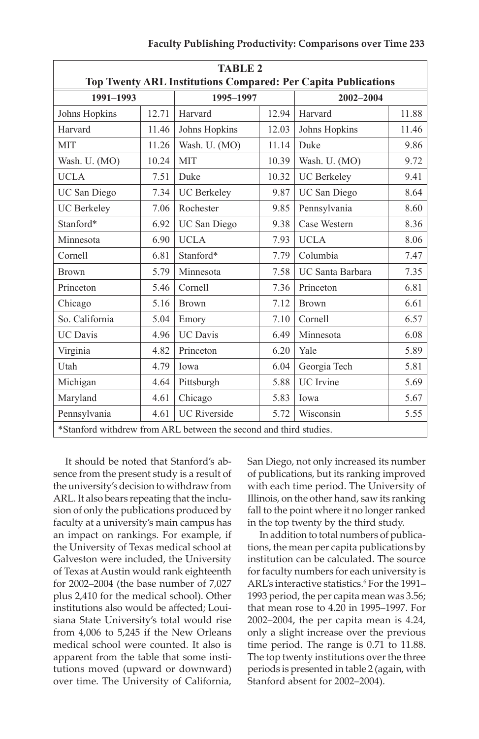**TABLE 2**
**Top Twenty ARL Institutions Compared: Per Capita Publications**

| 1991–1993 | | 1995–1997 | | 2002–2004 | |
|---|---|---|---|---|---|
| Johns Hopkins | 12.71 | Harvard | 12.94 | Harvard | 11.88 |
| Harvard | 11.46 | Johns Hopkins | 12.03 | Johns Hopkins | 11.46 |
| MIT | 11.26 | Wash. U. (MO) | 11.14 | Duke | 9.86 |
| Wash. U. (MO) | 10.24 | MIT | 10.39 | Wash. U. (MO) | 9.72 |
| UCLA | 7.51 | Duke | 10.32 | UC Berkeley | 9.41 |
| UC San Diego | 7.34 | UC Berkeley | 9.87 | UC San Diego | 8.64 |
| UC Berkeley | 7.06 | Rochester | 9.85 | Pennsylvania | 8.60 |
| Stanford* | 6.92 | UC San Diego | 9.38 | Case Western | 8.36 |
| Minnesota | 6.90 | UCLA | 7.93 | UCLA | 8.06 |
| Cornell | 6.81 | Stanford* | 7.79 | Columbia | 7.47 |
| Brown | 5.79 | Minnesota | 7.58 | UC Santa Barbara | 7.35 |
| Princeton | 5.46 | Cornell | 7.36 | Princeton | 6.81 |
| Chicago | 5.16 | Brown | 7.12 | Brown | 6.61 |
| So. California | 5.04 | Emory | 7.10 | Cornell | 6.57 |
| UC Davis | 4.96 | UC Davis | 6.49 | Minnesota | 6.08 |
| Virginia | 4.82 | Princeton | 6.20 | Yale | 5.89 |
| Utah | 4.79 | Iowa | 6.04 | Georgia Tech | 5.81 |
| Michigan | 4.64 | Pittsburgh | 5.88 | UC Irvine | 5.69 |
| Maryland | 4.61 | Chicago | 5.83 | Iowa | 5.67 |
| Pennsylvania | 4.61 | UC Riverside | 5.72 | Wisconsin | 5.55 |

*Stanford withdrew from ARL between the second and third studies.

It should be noted that Stanford's absence from the present study is a result of the university's decision to withdraw from ARL. It also bears repeating that the inclusion of only the publications produced by faculty at a university's main campus has an impact on rankings. For example, if the University of Texas medical school at Galveston were included, the University of Texas at Austin would rank eighteenth for 2002–2004 (the base number of 7,027 plus 2,410 for the medical school). Other institutions also would be affected; Louisiana State University's total would rise from 4,006 to 5,245 if the New Orleans medical school were counted. It also is apparent from the table that some institutions moved (upward or downward) over time. The University of California, San Diego, not only increased its number of publications, but its ranking improved with each time period. The University of Illinois, on the other hand, saw its ranking fall to the point where it no longer ranked in the top twenty by the third study.

In addition to total numbers of publications, the mean per capita publications by institution can be calculated. The source for faculty numbers for each university is ARL's interactive statistics.[6] For the 1991–1993 period, the per capita mean was 3.56; that mean rose to 4.20 in 1995–1997. For 2002–2004, the per capita mean is 4.24, only a slight increase over the previous time period. The range is 0.71 to 11.88. The top twenty institutions over the three periods is presented in table 2 (again, with Stanford absent for 2002–2004).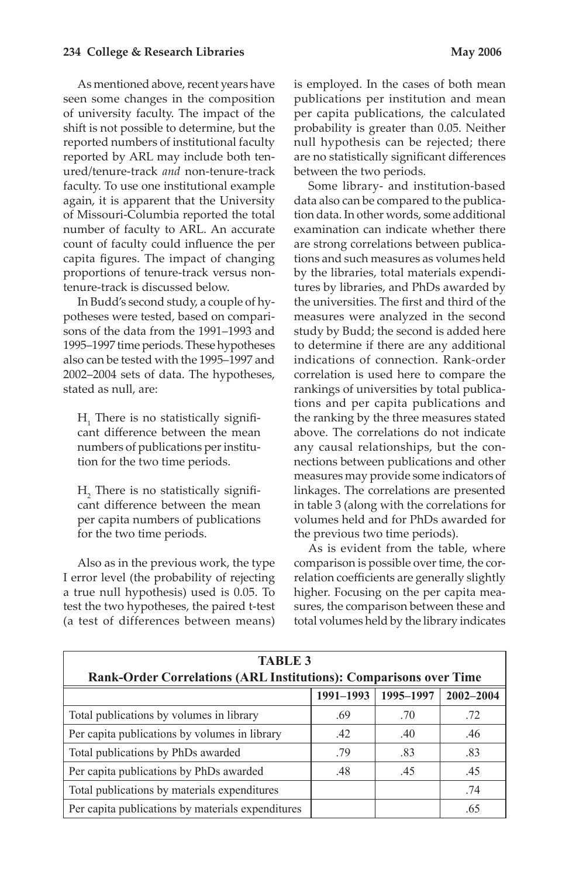As mentioned above, recent years have seen some changes in the composition of university faculty. The impact of the shift is not possible to determine, but the reported numbers of institutional faculty reported by ARL may include both tenured/tenure-track *and* non-tenure-track faculty. To use one institutional example again, it is apparent that the University of Missouri-Columbia reported the total number of faculty to ARL. An accurate count of faculty could influence the per capita figures. The impact of changing proportions of tenure-track versus non-tenure-track is discussed below.

In Budd's second study, a couple of hypotheses were tested, based on comparisons of the data from the 1991–1993 and 1995–1997 time periods. These hypotheses also can be tested with the 1995–1997 and 2002–2004 sets of data. The hypotheses, stated as null, are:

> $H_1$ There is no statistically significant difference between the mean numbers of publications per institution for the two time periods.
>
> $H_2$ There is no statistically significant difference between the mean per capita numbers of publications for the two time periods.

Also as in the previous work, the type I error level (the probability of rejecting a true null hypothesis) used is 0.05. To test the two hypotheses, the paired t-test (a test of differences between means) is employed. In the cases of both mean publications per institution and mean per capita publications, the calculated probability is greater than 0.05. Neither null hypothesis can be rejected; there are no statistically significant differences between the two periods.

Some library- and institution-based data also can be compared to the publication data. In other words, some additional examination can indicate whether there are strong correlations between publications and such measures as volumes held by the libraries, total materials expenditures by libraries, and PhDs awarded by the universities. The first and third of the measures were analyzed in the second study by Budd; the second is added here to determine if there are any additional indications of connection. Rank-order correlation is used here to compare the rankings of universities by total publications and per capita publications and the ranking by the three measures stated above. The correlations do not indicate any causal relationships, but the connections between publications and other measures may provide some indicators of linkages. The correlations are presented in table 3 (along with the correlations for volumes held and for PhDs awarded for the previous two time periods).

As is evident from the table, where comparison is possible over time, the correlation coefficients are generally slightly higher. Focusing on the per capita measures, the comparison between these and total volumes held by the library indicates

**TABLE 3**
**Rank-Order Correlations (ARL Institutions): Comparisons over Time**

| | 1991–1993 | 1995–1997 | 2002–2004 |
|---|---|---|---|
| Total publications by volumes in library | .69 | .70 | .72 |
| Per capita publications by volumes in library | .42 | .40 | .46 |
| Total publications by PhDs awarded | .79 | .83 | .83 |
| Per capita publications by PhDs awarded | .48 | .45 | .45 |
| Total publications by materials expenditures | | | .74 |
| Per capita publications by materials expenditures | | | .65 |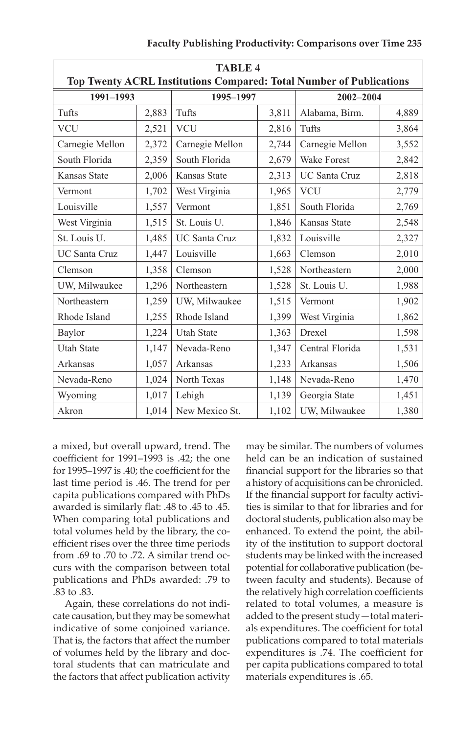**TABLE 4**
**Top Twenty ACRL Institutions Compared: Total Number of Publications**

| 1991–1993 | | 1995–1997 | | 2002–2004 | |
|---|---|---|---|---|---|
| Tufts | 2,883 | Tufts | 3,811 | Alabama, Birm. | 4,889 |
| VCU | 2,521 | VCU | 2,816 | Tufts | 3,864 |
| Carnegie Mellon | 2,372 | Carnegie Mellon | 2,744 | Carnegie Mellon | 3,552 |
| South Florida | 2,359 | South Florida | 2,679 | Wake Forest | 2,842 |
| Kansas State | 2,006 | Kansas State | 2,313 | UC Santa Cruz | 2,818 |
| Vermont | 1,702 | West Virginia | 1,965 | VCU | 2,779 |
| Louisville | 1,557 | Vermont | 1,851 | South Florida | 2,769 |
| West Virginia | 1,515 | St. Louis U. | 1,846 | Kansas State | 2,548 |
| St. Louis U. | 1,485 | UC Santa Cruz | 1,832 | Louisville | 2,327 |
| UC Santa Cruz | 1,447 | Louisville | 1,663 | Clemson | 2,010 |
| Clemson | 1,358 | Clemson | 1,528 | Northeastern | 2,000 |
| UW, Milwaukee | 1,296 | Northeastern | 1,528 | St. Louis U. | 1,988 |
| Northeastern | 1,259 | UW, Milwaukee | 1,515 | Vermont | 1,902 |
| Rhode Island | 1,255 | Rhode Island | 1,399 | West Virginia | 1,862 |
| Baylor | 1,224 | Utah State | 1,363 | Drexel | 1,598 |
| Utah State | 1,147 | Nevada-Reno | 1,347 | Central Florida | 1,531 |
| Arkansas | 1,057 | Arkansas | 1,233 | Arkansas | 1,506 |
| Nevada-Reno | 1,024 | North Texas | 1,148 | Nevada-Reno | 1,470 |
| Wyoming | 1,017 | Lehigh | 1,139 | Georgia State | 1,451 |
| Akron | 1,014 | New Mexico St. | 1,102 | UW, Milwaukee | 1,380 |

a mixed, but overall upward, trend. The coefficient for 1991–1993 is .42; the one for 1995–1997 is .40; the coefficient for the last time period is .46. The trend for per capita publications compared with PhDs awarded is similarly flat: .48 to .45 to .45. When comparing total publications and total volumes held by the library, the coefficient rises over the three time periods from .69 to .70 to .72. A similar trend occurs with the comparison between total publications and PhDs awarded: .79 to .83 to .83.

Again, these correlations do not indicate causation, but they may be somewhat indicative of some conjoined variance. That is, the factors that affect the number of volumes held by the library and doctoral students that can matriculate and the factors that affect publication activity may be similar. The numbers of volumes held can be an indication of sustained financial support for the libraries so that a history of acquisitions can be chronicled. If the financial support for faculty activities is similar to that for libraries and for doctoral students, publication also may be enhanced. To extend the point, the ability of the institution to support doctoral students may be linked with the increased potential for collaborative publication (between faculty and students). Because of the relatively high correlation coefficients related to total volumes, a measure is added to the present study—total materials expenditures. The coefficient for total publications compared to total materials expenditures is .74. The coefficient for per capita publications compared to total materials expenditures is .65.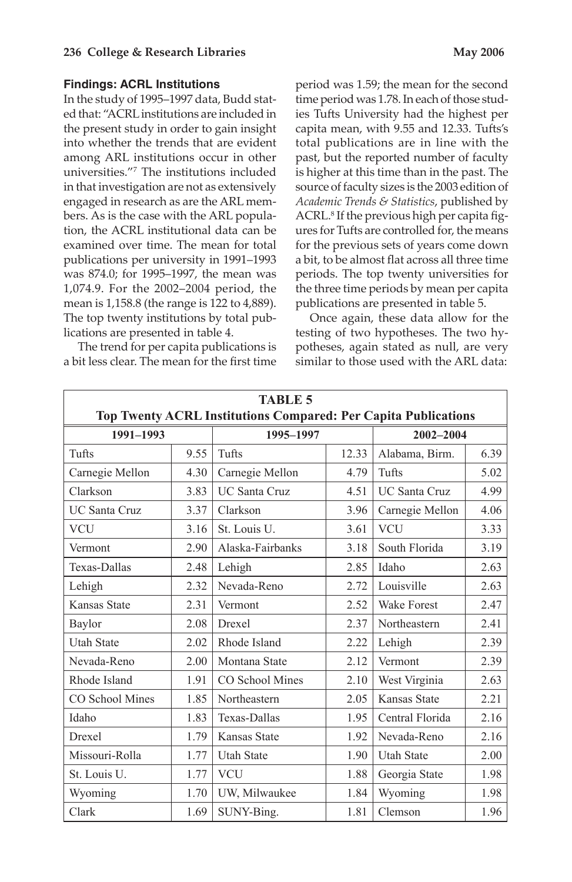### Findings: ACRL Institutions

In the study of 1995–1997 data, Budd stated that: "ACRL institutions are included in the present study in order to gain insight into whether the trends that are evident among ARL institutions occur in other universities."[7] The institutions included in that investigation are not as extensively engaged in research as are the ARL members. As is the case with the ARL population, the ACRL institutional data can be examined over time. The mean for total publications per university in 1991–1993 was 874.0; for 1995–1997, the mean was 1,074.9. For the 2002–2004 period, the mean is 1,158.8 (the range is 122 to 4,889). The top twenty institutions by total publications are presented in table 4.

The trend for per capita publications is a bit less clear. The mean for the first time period was 1.59; the mean for the second time period was 1.78. In each of those studies Tufts University had the highest per capita mean, with 9.55 and 12.33. Tufts's total publications are in line with the past, but the reported number of faculty is higher at this time than in the past. The source of faculty sizes is the 2003 edition of *Academic Trends & Statistics*, published by ACRL.[8] If the previous high per capita figures for Tufts are controlled for, the means for the previous sets of years come down a bit, to be almost flat across all three time periods. The top twenty universities for the three time periods by mean per capita publications are presented in table 5.

Once again, these data allow for the testing of two hypotheses. The two hypotheses, again stated as null, are very similar to those used with the ARL data:

**TABLE 5**
**Top Twenty ACRL Institutions Compared: Per Capita Publications**

| 1991–1993 | | 1995–1997 | | 2002–2004 | |
|---|---|---|---|---|---|
| Tufts | 9.55 | Tufts | 12.33 | Alabama, Birm. | 6.39 |
| Carnegie Mellon | 4.30 | Carnegie Mellon | 4.79 | Tufts | 5.02 |
| Clarkson | 3.83 | UC Santa Cruz | 4.51 | UC Santa Cruz | 4.99 |
| UC Santa Cruz | 3.37 | Clarkson | 3.96 | Carnegie Mellon | 4.06 |
| VCU | 3.16 | St. Louis U. | 3.61 | VCU | 3.33 |
| Vermont | 2.90 | Alaska-Fairbanks | 3.18 | South Florida | 3.19 |
| Texas-Dallas | 2.48 | Lehigh | 2.85 | Idaho | 2.63 |
| Lehigh | 2.32 | Nevada-Reno | 2.72 | Louisville | 2.63 |
| Kansas State | 2.31 | Vermont | 2.52 | Wake Forest | 2.47 |
| Baylor | 2.08 | Drexel | 2.37 | Northeastern | 2.41 |
| Utah State | 2.02 | Rhode Island | 2.22 | Lehigh | 2.39 |
| Nevada-Reno | 2.00 | Montana State | 2.12 | Vermont | 2.39 |
| Rhode Island | 1.91 | CO School Mines | 2.10 | West Virginia | 2.63 |
| CO School Mines | 1.85 | Northeastern | 2.05 | Kansas State | 2.21 |
| Idaho | 1.83 | Texas-Dallas | 1.95 | Central Florida | 2.16 |
| Drexel | 1.79 | Kansas State | 1.92 | Nevada-Reno | 2.16 |
| Missouri-Rolla | 1.77 | Utah State | 1.90 | Utah State | 2.00 |
| St. Louis U. | 1.77 | VCU | 1.88 | Georgia State | 1.98 |
| Wyoming | 1.70 | UW, Milwaukee | 1.84 | Wyoming | 1.98 |
| Clark | 1.69 | SUNY-Bing. | 1.81 | Clemson | 1.96 |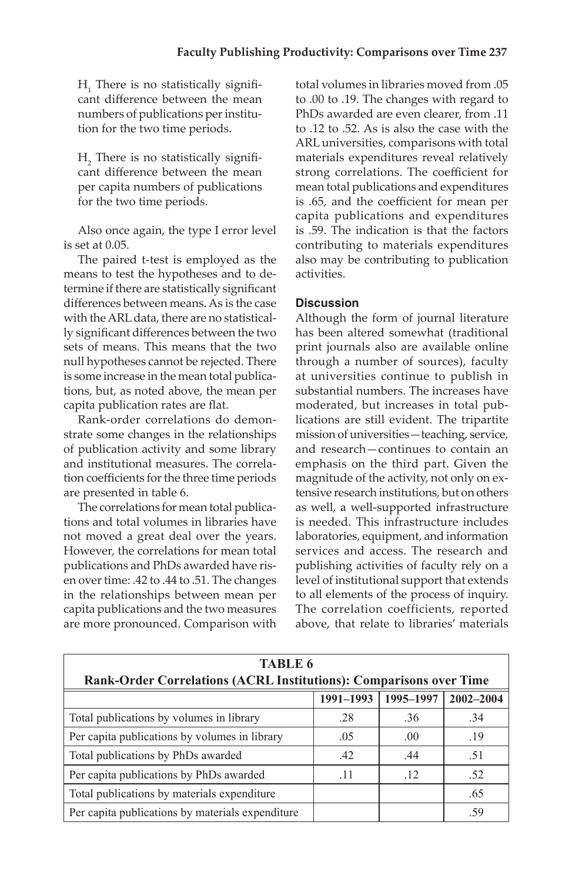$H_1$ There is no statistically significant difference between the mean numbers of publications per institution for the two time periods.

$H_2$ There is no statistically significant difference between the mean per capita numbers of publications for the two time periods.

Also once again, the type I error level is set at 0.05.

The paired t-test is employed as the means to test the hypotheses and to determine if there are statistically significant differences between means. As is the case with the ARL data, there are no statistically significant differences between the two sets of means. This means that the two null hypotheses cannot be rejected. There is some increase in the mean total publications, but, as noted above, the mean per capita publication rates are flat.

Rank-order correlations do demonstrate some changes in the relationships of publication activity and some library and institutional measures. The correlation coefficients for the three time periods are presented in table 6.

The correlations for mean total publications and total volumes in libraries have not moved a great deal over the years. However, the correlations for mean total publications and PhDs awarded have risen over time: .42 to .44 to .51. The changes in the relationships between mean per capita publications and the two measures are more pronounced. Comparison with total volumes in libraries moved from .05 to .00 to .19. The changes with regard to PhDs awarded are even clearer, from .11 to .12 to .52. As is also the case with the ARL universities, comparisons with total materials expenditures reveal relatively strong correlations. The coefficient for mean total publications and expenditures is .65, and the coefficient for mean per capita publications and expenditures is .59. The indication is that the factors contributing to materials expenditures also may be contributing to publication activities.

### Discussion

Although the form of journal literature has been altered somewhat (traditional print journals also are available online through a number of sources), faculty at universities continue to publish in substantial numbers. The increases have moderated, but increases in total publications are still evident. The tripartite mission of universities—teaching, service, and research—continues to contain an emphasis on the third part. Given the magnitude of the activity, not only on extensive research institutions, but on others as well, a well-supported infrastructure is needed. This infrastructure includes laboratories, equipment, and information services and access. The research and publishing activities of faculty rely on a level of institutional support that extends to all elements of the process of inquiry. The correlation coefficients, reported above, that relate to libraries' materials

**TABLE 6**
**Rank-Order Correlations (ACRL Institutions): Comparisons over Time**

| | 1991–1993 | 1995–1997 | 2002–2004 |
|---|---|---|---|
| Total publications by volumes in library | .28 | .36 | .34 |
| Per capita publications by volumes in library | .05 | .00 | .19 |
| Total publications by PhDs awarded | .42 | .44 | .51 |
| Per capita publications by PhDs awarded | .11 | .12 | .52 |
| Total publications by materials expenditure | | | .65 |
| Per capita publications by materials expenditure | | | .59 |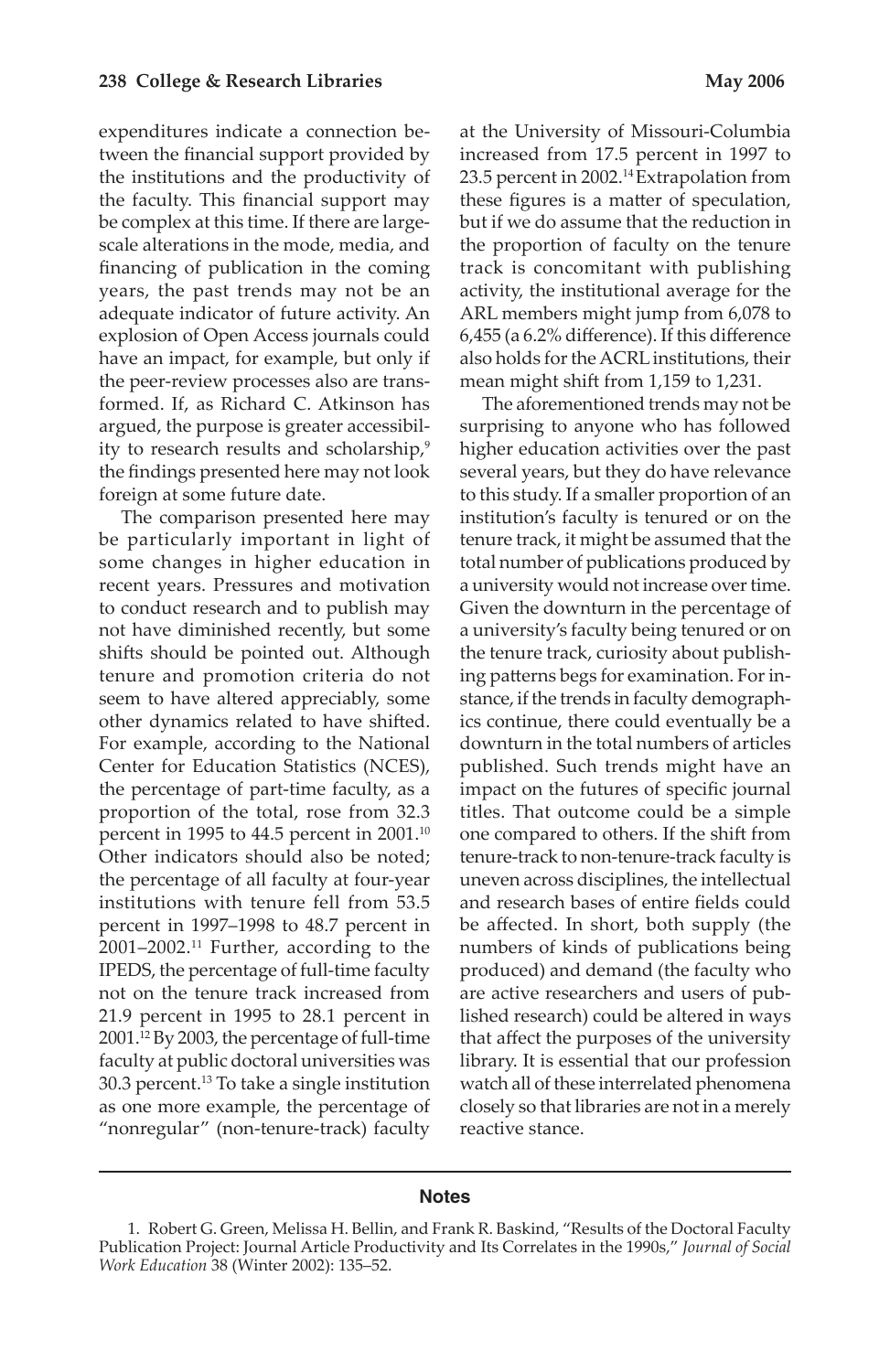expenditures indicate a connection between the financial support provided by the institutions and the productivity of the faculty. This financial support may be complex at this time. If there are large-scale alterations in the mode, media, and financing of publication in the coming years, the past trends may not be an adequate indicator of future activity. An explosion of Open Access journals could have an impact, for example, but only if the peer-review processes also are transformed. If, as Richard C. Atkinson has argued, the purpose is greater accessibility to research results and scholarship,[9] the findings presented here may not look foreign at some future date.

The comparison presented here may be particularly important in light of some changes in higher education in recent years. Pressures and motivation to conduct research and to publish may not have diminished recently, but some shifts should be pointed out. Although tenure and promotion criteria do not seem to have altered appreciably, some other dynamics related to have shifted. For example, according to the National Center for Education Statistics (NCES), the percentage of part-time faculty, as a proportion of the total, rose from 32.3 percent in 1995 to 44.5 percent in 2001.[10] Other indicators should also be noted; the percentage of all faculty at four-year institutions with tenure fell from 53.5 percent in 1997–1998 to 48.7 percent in 2001–2002.[11] Further, according to the IPEDS, the percentage of full-time faculty not on the tenure track increased from 21.9 percent in 1995 to 28.1 percent in 2001.[12] By 2003, the percentage of full-time faculty at public doctoral universities was 30.3 percent.[13] To take a single institution as one more example, the percentage of "nonregular" (non-tenure-track) faculty at the University of Missouri-Columbia increased from 17.5 percent in 1997 to 23.5 percent in 2002.[14] Extrapolation from these figures is a matter of speculation, but if we do assume that the reduction in the proportion of faculty on the tenure track is concomitant with publishing activity, the institutional average for the ARL members might jump from 6,078 to 6,455 (a 6.2% difference). If this difference also holds for the ACRL institutions, their mean might shift from 1,159 to 1,231.

The aforementioned trends may not be surprising to anyone who has followed higher education activities over the past several years, but they do have relevance to this study. If a smaller proportion of an institution's faculty is tenured or on the tenure track, it might be assumed that the total number of publications produced by a university would not increase over time. Given the downturn in the percentage of a university's faculty being tenured or on the tenure track, curiosity about publishing patterns begs for examination. For instance, if the trends in faculty demographics continue, there could eventually be a downturn in the total numbers of articles published. Such trends might have an impact on the futures of specific journal titles. That outcome could be a simple one compared to others. If the shift from tenure-track to non-tenure-track faculty is uneven across disciplines, the intellectual and research bases of entire fields could be affected. In short, both supply (the numbers of kinds of publications being produced) and demand (the faculty who are active researchers and users of published research) could be altered in ways that affect the purposes of the university library. It is essential that our profession watch all of these interrelated phenomena closely so that libraries are not in a merely reactive stance.

## Notes

1. Robert G. Green, Melissa H. Bellin, and Frank R. Baskind, "Results of the Doctoral Faculty Publication Project: Journal Article Productivity and Its Correlates in the 1990s," *Journal of Social Work Education* 38 (Winter 2002): 135–52.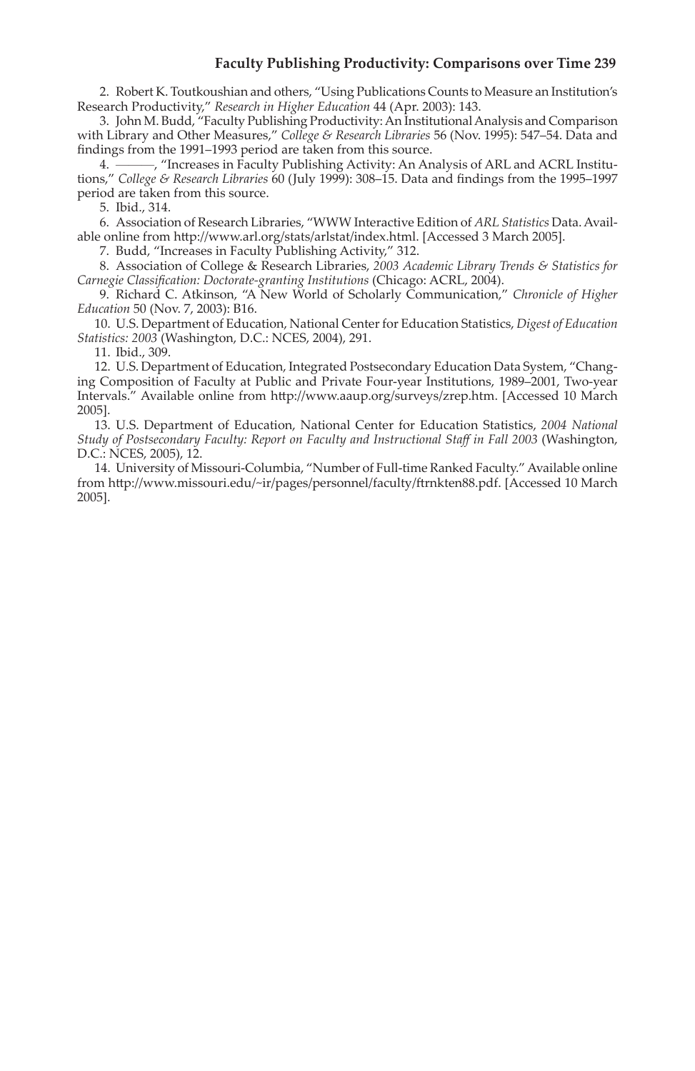2. Robert K. Toutkoushian and others, "Using Publications Counts to Measure an Institution's Research Productivity," *Research in Higher Education* 44 (Apr. 2003): 143.

3. John M. Budd, "Faculty Publishing Productivity: An Institutional Analysis and Comparison with Library and Other Measures," *College & Research Libraries* 56 (Nov. 1995): 547–54. Data and findings from the 1991–1993 period are taken from this source.

4. ———, "Increases in Faculty Publishing Activity: An Analysis of ARL and ACRL Institutions," *College & Research Libraries* 60 (July 1999): 308–15. Data and findings from the 1995–1997 period are taken from this source.

5. Ibid., 314.

6. Association of Research Libraries, "WWW Interactive Edition of *ARL Statistics* Data. Available online from http://www.arl.org/stats/arlstat/index.html. [Accessed 3 March 2005].

7. Budd, "Increases in Faculty Publishing Activity," 312.

8. Association of College & Research Libraries, *2003 Academic Library Trends & Statistics for Carnegie Classification: Doctorate-granting Institutions* (Chicago: ACRL, 2004).

9. Richard C. Atkinson, "A New World of Scholarly Communication," *Chronicle of Higher Education* 50 (Nov. 7, 2003): B16.

10. U.S. Department of Education, National Center for Education Statistics, *Digest of Education Statistics: 2003* (Washington, D.C.: NCES, 2004), 291.

11. Ibid., 309.

12. U.S. Department of Education, Integrated Postsecondary Education Data System, "Changing Composition of Faculty at Public and Private Four-year Institutions, 1989–2001, Two-year Intervals." Available online from http://www.aaup.org/surveys/zrep.htm. [Accessed 10 March 2005].

13. U.S. Department of Education, National Center for Education Statistics, *2004 National Study of Postsecondary Faculty: Report on Faculty and Instructional Staff in Fall 2003* (Washington, D.C.: NCES, 2005), 12.

14. University of Missouri-Columbia, "Number of Full-time Ranked Faculty." Available online from http://www.missouri.edu/~ir/pages/personnel/faculty/ftrnkten88.pdf. [Accessed 10 March 2005].